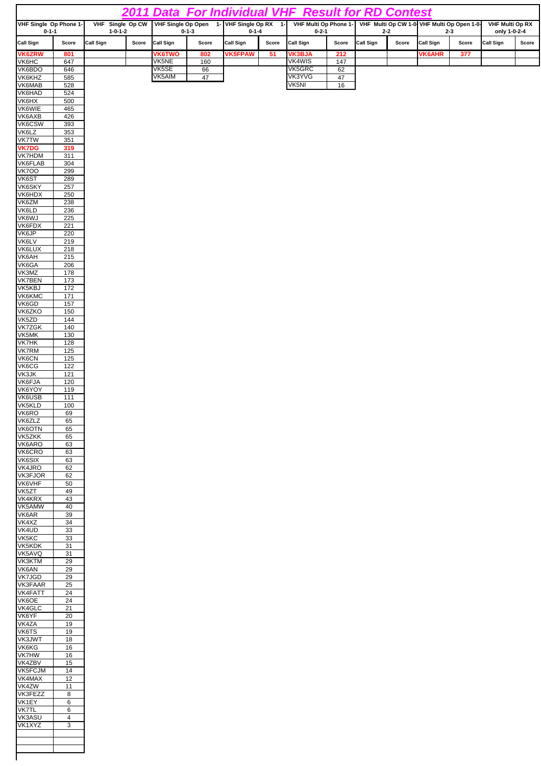# *2011 Data For Individual VHF Result for RD Contest*

| VHF Single Op Phone 1-0-1-1 | | VHF Single Op CW 1-0-1-2 | | VHF Single Op Open 1-0-1-3 | | VHF Single Op RX 1-0-1-4 | | VHF Multi Op Phone 1-0-2-1 | | VHF Multi Op CW 1-0-2-2 | | VHF Multi Op Open 1-0-2-3 | | VHF Multi Op RX only 1-0-2-4 | |
|---|---|---|---|---|---|---|---|---|---|---|---|---|---|---|---|
| **Call Sign** | **Score** | **Call Sign** | **Score** | **Call Sign** | **Score** | **Call Sign** | **Score** | **Call Sign** | **Score** | **Call Sign** | **Score** | **Call Sign** | **Score** | **Call Sign** | **Score** |
| **VK6ZRW** | **801** | | | **VK6TWO** | **802** | **VK5FPAW** | **51** | **VK3BJA** | **212** | | | **VK6AHR** | **377** | | |
| VK6HC | 647 | | | VK5NE | 160 | | | VK4WIS | 147 | | | | | | |
| VK6BDO | 646 | | | VK5SE | 66 | | | VK5GRC | 62 | | | | | | |
| VK6KHZ | 585 | | | VK5AIM | 47 | | | VK3YVG | 47 | | | | | | |
| VK6MAB | 528 | | | | | | | VK5NI | 16 | | | | | | |
| VK6HAD | 524 | | | | | | | | | | | | | | |
| VK6HX | 500 | | | | | | | | | | | | | | |
| VK6WIE | 465 | | | | | | | | | | | | | | |
| VK6AXB | 426 | | | | | | | | | | | | | | |
| VK6CSW | 393 | | | | | | | | | | | | | | |
| VK6LZ | 353 | | | | | | | | | | | | | | |
| VK7TW | 351 | | | | | | | | | | | | | | |
| **VK7DG** | **319** | | | | | | | | | | | | | | |
| VK7HDM | 311 | | | | | | | | | | | | | | |
| VK6FLAB | 304 | | | | | | | | | | | | | | |
| VK7OO | 299 | | | | | | | | | | | | | | |
| VK6ST | 289 | | | | | | | | | | | | | | |
| VK6SKY | 257 | | | | | | | | | | | | | | |
| VK6HDX | 250 | | | | | | | | | | | | | | |
| VK6ZM | 238 | | | | | | | | | | | | | | |
| VK6LD | 236 | | | | | | | | | | | | | | |
| VK6WJ | 225 | | | | | | | | | | | | | | |
| VK6FDX | 221 | | | | | | | | | | | | | | |
| VK6JP | 220 | | | | | | | | | | | | | | |
| VK6LV | 219 | | | | | | | | | | | | | | |
| VK6LUX | 218 | | | | | | | | | | | | | | |
| VK6AH | 215 | | | | | | | | | | | | | | |
| VK6GA | 206 | | | | | | | | | | | | | | |
| VK3MZ | 178 | | | | | | | | | | | | | | |
| VK7BEN | 173 | | | | | | | | | | | | | | |
| VK5KBJ | 172 | | | | | | | | | | | | | | |
| VK6KMC | 171 | | | | | | | | | | | | | | |
| VK6GD | 157 | | | | | | | | | | | | | | |
| VK6ZKO | 150 | | | | | | | | | | | | | | |
| VK5ZD | 144 | | | | | | | | | | | | | | |
| VK7ZGK | 140 | | | | | | | | | | | | | | |
| VK5MK | 130 | | | | | | | | | | | | | | |
| VK7HK | 128 | | | | | | | | | | | | | | |
| VK7RM | 125 | | | | | | | | | | | | | | |
| VK6CN | 125 | | | | | | | | | | | | | | |
| VK6CG | 122 | | | | | | | | | | | | | | |
| VK3JK | 121 | | | | | | | | | | | | | | |
| VK6FJA | 120 | | | | | | | | | | | | | | |
| VK6YOY | 119 | | | | | | | | | | | | | | |
| VK6USB | 111 | | | | | | | | | | | | | | |
| VK5KLD | 100 | | | | | | | | | | | | | | |
| VK6RO | 69 | | | | | | | | | | | | | | |
| VK6ZLZ | 65 | | | | | | | | | | | | | | |
| VK6OTN | 65 | | | | | | | | | | | | | | |
| VK5ZKK | 65 | | | | | | | | | | | | | | |
| VK6ARO | 63 | | | | | | | | | | | | | | |
| VK6CRO | 63 | | | | | | | | | | | | | | |
| VK6SIX | 63 | | | | | | | | | | | | | | |
| VK4JRO | 62 | | | | | | | | | | | | | | |
| VK3FJOR | 62 | | | | | | | | | | | | | | |
| VK6VHF | 50 | | | | | | | | | | | | | | |
| VK5ZT | 49 | | | | | | | | | | | | | | |
| VK4KRX | 43 | | | | | | | | | | | | | | |
| VK5AMW | 40 | | | | | | | | | | | | | | |
| VK6AR | 39 | | | | | | | | | | | | | | |
| VK4XZ | 34 | | | | | | | | | | | | | | |
| VK4UD | 33 | | | | | | | | | | | | | | |
| VK5KC | 33 | | | | | | | | | | | | | | |
| VK5KDK | 31 | | | | | | | | | | | | | | |
| VK5AVQ | 31 | | | | | | | | | | | | | | |
| VK3KTM | 29 | | | | | | | | | | | | | | |
| VK6AN | 29 | | | | | | | | | | | | | | |
| VK7JGD | 29 | | | | | | | | | | | | | | |
| VK3FAAR | 25 | | | | | | | | | | | | | | |
| VK4FATT | 24 | | | | | | | | | | | | | | |
| VK6OE | 24 | | | | | | | | | | | | | | |
| VK4GLC | 21 | | | | | | | | | | | | | | |
| VK6YF | 20 | | | | | | | | | | | | | | |
| VK4ZA | 19 | | | | | | | | | | | | | | |
| VK6TS | 19 | | | | | | | | | | | | | | |
| VK3JWT | 18 | | | | | | | | | | | | | | |
| VK6KG | 16 | | | | | | | | | | | | | | |
| VK7HW | 16 | | | | | | | | | | | | | | |
| VK4ZBV | 15 | | | | | | | | | | | | | | |
| VK5FCJM | 14 | | | | | | | | | | | | | | |
| VK4MAX | 12 | | | | | | | | | | | | | | |
| VK4ZW | 11 | | | | | | | | | | | | | | |
| VK3FEZZ | 8 | | | | | | | | | | | | | | |
| VK1EY | 6 | | | | | | | | | | | | | | |
| VK7TL | 6 | | | | | | | | | | | | | | |
| VK3ASU | 4 | | | | | | | | | | | | | | |
| VK1XYZ | 3 | | | | | | | | | | | | | | |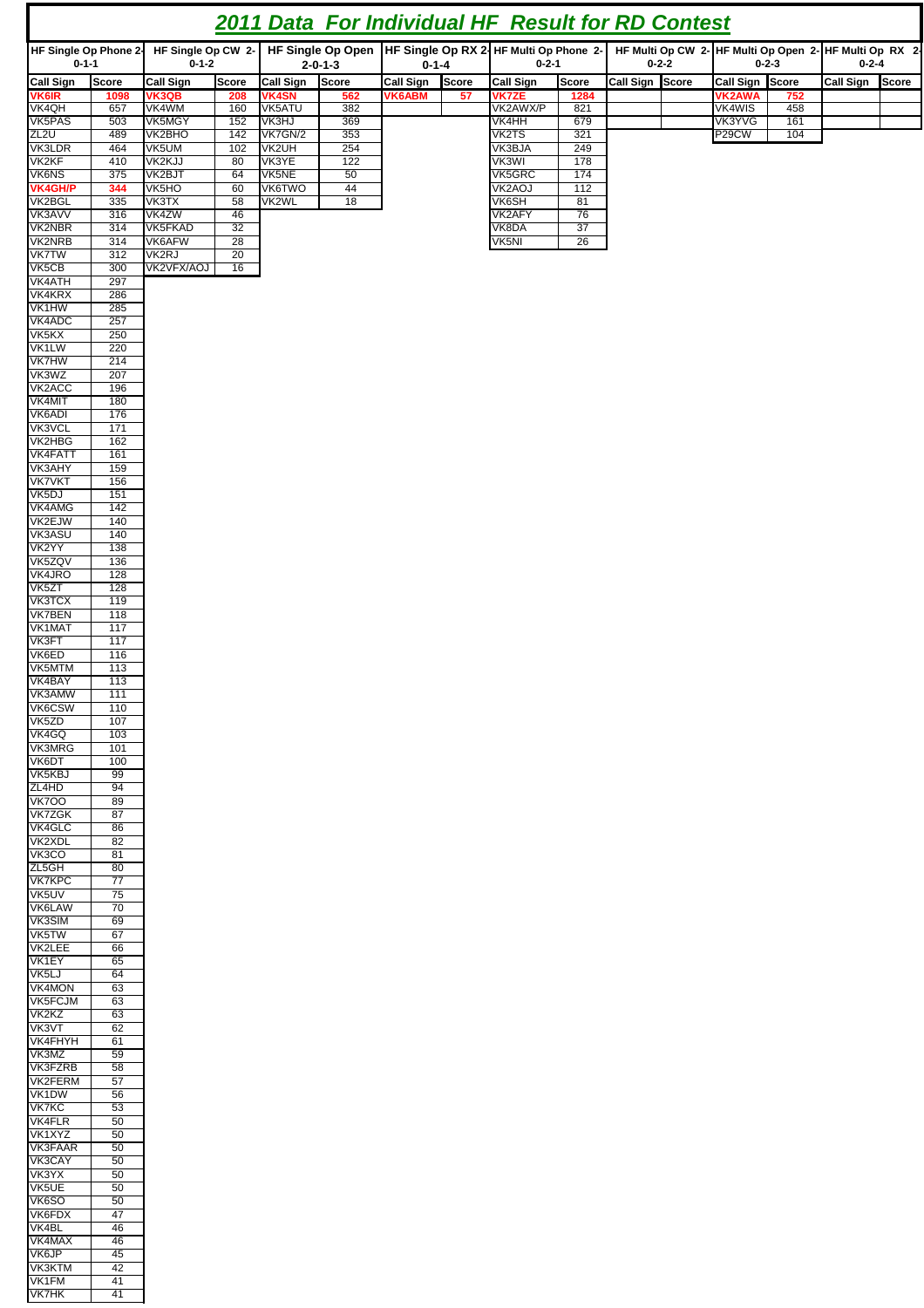# 2011 Data For Individual HF Result for RD Contest

| HF Single Op Phone 2-0-1-1 | | HF Single Op CW 2-0-1-2 | | HF Single Op Open 2-0-1-3 | | HF Single Op RX 2-0-1-4 | | HF Multi Op Phone 2-0-2-1 | | HF Multi Op CW 2-0-2-2 | | HF Multi Op Open 2-0-2-3 | | HF Multi Op RX 2-0-2-4 | |
|---|---|---|---|---|---|---|---|---|---|---|---|---|---|---|---|
| Call Sign | Score | Call Sign | Score | Call Sign | Score | Call Sign | Score | Call Sign | Score | Call Sign | Score | Call Sign | Score | Call Sign | Score |
| **VK6IR** | **1098** | **VK3QB** | **208** | **VK4SN** | **562** | **VK6ABM** | **57** | **VK7ZE** | **1284** | | | **VK2AWA** | **752** | | |
| VK4QH | 657 | VK4WM | 160 | VK5ATU | 382 | | | VK2AWX/P | 821 | | | VK4WIS | 458 | | |
| VK5PAS | 503 | VK5MGY | 152 | VK3HJ | 369 | | | VK4HH | 679 | | | VK3YVG | 161 | | |
| ZL2U | 489 | VK2BHO | 142 | VK7GN/2 | 353 | | | VK2TS | 321 | | | P29CW | 104 | | |
| VK3LDR | 464 | VK5UM | 102 | VK2UH | 254 | | | VK3BJA | 249 | | | | | | |
| VK2KF | 410 | VK2KJJ | 80 | VK3YE | 122 | | | VK3WI | 178 | | | | | | |
| VK6NS | 375 | VK2BJT | 64 | VK5NE | 50 | | | VK5GRC | 174 | | | | | | |
| **VK4GH/P** | **344** | VK5HO | 60 | VK6TWO | 44 | | | VK2AOJ | 112 | | | | | | |
| VK2BGL | 335 | VK3TX | 58 | VK2WL | 18 | | | VK6SH | 81 | | | | | | |
| VK3AVV | 316 | VK4ZW | 46 | | | | | VK2AFY | 76 | | | | | | |
| VK2NBR | 314 | VK5FKAD | 32 | | | | | VK8DA | 37 | | | | | | |
| VK2NRB | 314 | VK6AFW | 28 | | | | | VK5NI | 26 | | | | | | |
| VK7TW | 312 | VK2RJ | 20 | | | | | | | | | | | | |
| VK5CB | 300 | VK2VFX/AOJ | 16 | | | | | | | | | | | | |
| VK4ATH | 297 | | | | | | | | | | | | | | |
| VK4KRX | 286 | | | | | | | | | | | | | | |
| VK1HW | 285 | | | | | | | | | | | | | | |
| VK4ADC | 257 | | | | | | | | | | | | | | |
| VK5KX | 250 | | | | | | | | | | | | | | |
| VK1LW | 220 | | | | | | | | | | | | | | |
| VK7HW | 214 | | | | | | | | | | | | | | |
| VK3WZ | 207 | | | | | | | | | | | | | | |
| VK2ACC | 196 | | | | | | | | | | | | | | |
| VK4MIT | 180 | | | | | | | | | | | | | | |
| VK6ADI | 176 | | | | | | | | | | | | | | |
| VK3VCL | 171 | | | | | | | | | | | | | | |
| VK2HBG | 162 | | | | | | | | | | | | | | |
| VK4FATT | 161 | | | | | | | | | | | | | | |
| VK3AHY | 159 | | | | | | | | | | | | | | |
| VK7VKT | 156 | | | | | | | | | | | | | | |
| VK5DJ | 151 | | | | | | | | | | | | | | |
| VK4AMG | 142 | | | | | | | | | | | | | | |
| VK2EJW | 140 | | | | | | | | | | | | | | |
| VK3ASU | 140 | | | | | | | | | | | | | | |
| VK2YY | 138 | | | | | | | | | | | | | | |
| VK5ZQV | 136 | | | | | | | | | | | | | | |
| VK4JRO | 128 | | | | | | | | | | | | | | |
| VK5ZT | 128 | | | | | | | | | | | | | | |
| VK3TCX | 119 | | | | | | | | | | | | | | |
| VK7BEN | 118 | | | | | | | | | | | | | | |
| VK1MAT | 117 | | | | | | | | | | | | | | |
| VK3FT | 117 | | | | | | | | | | | | | | |
| VK6ED | 116 | | | | | | | | | | | | | | |
| VK5MTM | 113 | | | | | | | | | | | | | | |
| VK4BAY | 113 | | | | | | | | | | | | | | |
| VK3AMW | 111 | | | | | | | | | | | | | | |
| VK6CSW | 110 | | | | | | | | | | | | | | |
| VK5ZD | 107 | | | | | | | | | | | | | | |
| VK4GQ | 103 | | | | | | | | | | | | | | |
| VK3MRG | 101 | | | | | | | | | | | | | | |
| VK6DT | 100 | | | | | | | | | | | | | | |
| VK5KBJ | 99 | | | | | | | | | | | | | | |
| ZL4HD | 94 | | | | | | | | | | | | | | |
| VK7OO | 89 | | | | | | | | | | | | | | |
| VK7ZGK | 87 | | | | | | | | | | | | | | |
| VK4GLC | 86 | | | | | | | | | | | | | | |
| VK2XDL | 82 | | | | | | | | | | | | | | |
| VK3CO | 81 | | | | | | | | | | | | | | |
| ZL5GH | 80 | | | | | | | | | | | | | | |
| VK7KPC | 77 | | | | | | | | | | | | | | |
| VK5UV | 75 | | | | | | | | | | | | | | |
| VK6LAW | 70 | | | | | | | | | | | | | | |
| VK3SIM | 69 | | | | | | | | | | | | | | |
| VK5TW | 67 | | | | | | | | | | | | | | |
| VK2LEE | 66 | | | | | | | | | | | | | | |
| VK1EY | 65 | | | | | | | | | | | | | | |
| VK5LJ | 64 | | | | | | | | | | | | | | |
| VK4MON | 63 | | | | | | | | | | | | | | |
| VK5FCJM | 63 | | | | | | | | | | | | | | |
| VK2KZ | 63 | | | | | | | | | | | | | | |
| VK3VT | 62 | | | | | | | | | | | | | | |
| VK4FHYH | 61 | | | | | | | | | | | | | | |
| VK3MZ | 59 | | | | | | | | | | | | | | |
| VK3FZRB | 58 | | | | | | | | | | | | | | |
| VK2FERM | 57 | | | | | | | | | | | | | | |
| VK1DW | 56 | | | | | | | | | | | | | | |
| VK7KC | 53 | | | | | | | | | | | | | | |
| VK4FLR | 50 | | | | | | | | | | | | | | |
| VK1XYZ | 50 | | | | | | | | | | | | | | |
| VK3FAAR | 50 | | | | | | | | | | | | | | |
| VK3CAY | 50 | | | | | | | | | | | | | | |
| VK3YX | 50 | | | | | | | | | | | | | | |
| VK5UE | 50 | | | | | | | | | | | | | | |
| VK6SO | 50 | | | | | | | | | | | | | | |
| VK6FDX | 47 | | | | | | | | | | | | | | |
| VK4BL | 46 | | | | | | | | | | | | | | |
| VK4MAX | 46 | | | | | | | | | | | | | | |
| VK6JP | 45 | | | | | | | | | | | | | | |
| VK3KTM | 42 | | | | | | | | | | | | | | |
| VK1FM | 41 | | | | | | | | | | | | | | |
| VK7HK | 41 | | | | | | | | | | | | | | |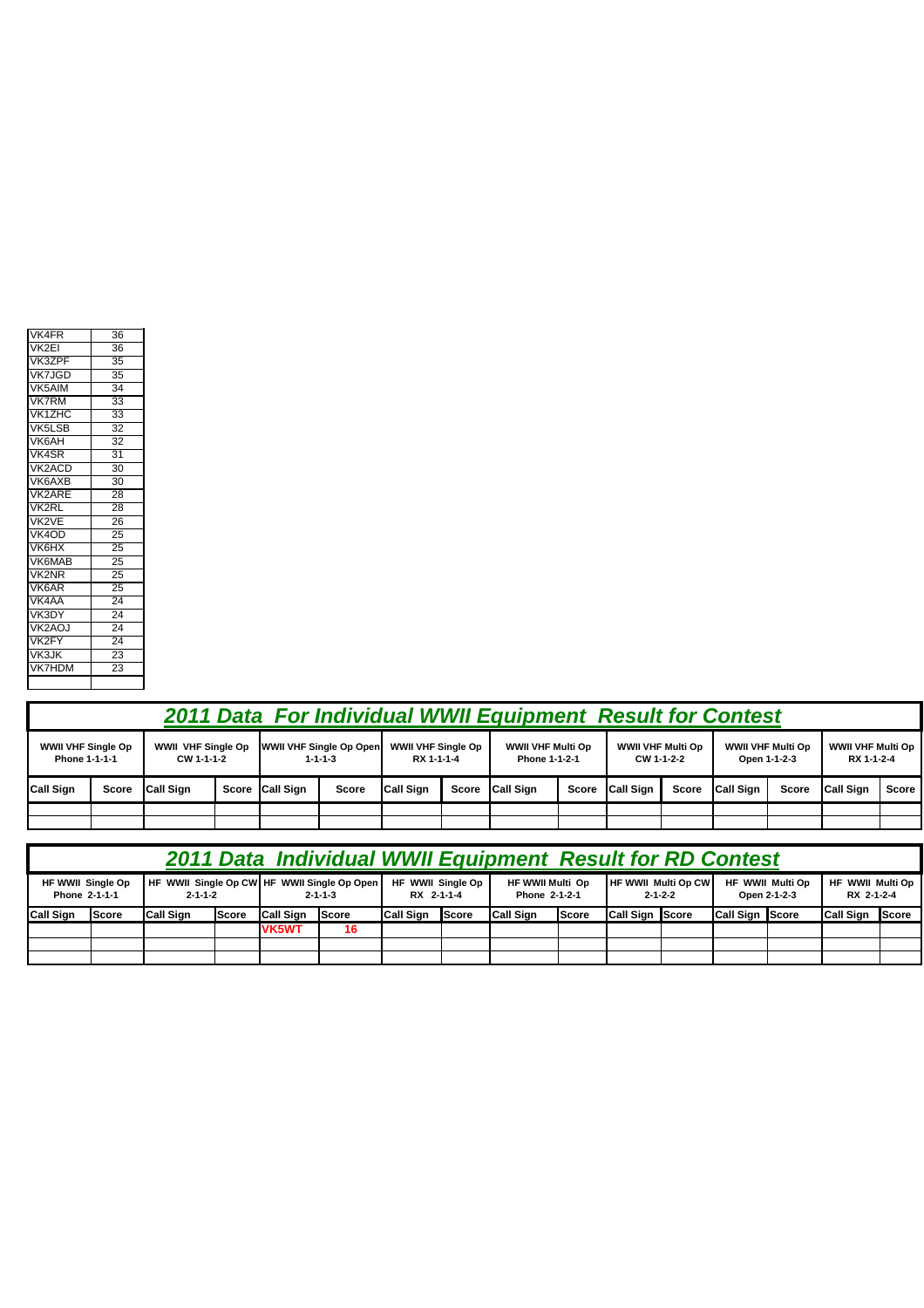| | |
|---|---|
| VK4FR | 36 |
| VK2EI | 36 |
| VK3ZPF | 35 |
| VK7JGD | 35 |
| VK5AIM | 34 |
| VK7RM | 33 |
| VK1ZHC | 33 |
| VK5LSB | 32 |
| VK6AH | 32 |
| VK4SR | 31 |
| VK2ACD | 30 |
| VK6AXB | 30 |
| VK2ARE | 28 |
| VK2RL | 28 |
| VK2VE | 26 |
| VK4OD | 25 |
| VK6HX | 25 |
| VK6MAB | 25 |
| VK2NR | 25 |
| VK6AR | 25 |
| VK4AA | 24 |
| VK3DY | 24 |
| VK2AOJ | 24 |
| VK2FY | 24 |
| VK3JK | 23 |
| VK7HDM | 23 |
| | |

## *2011 Data For Individual WWII Equipment Result for Contest*

| WWII VHF Single Op Phone 1-1-1-1 | | WWII VHF Single Op CW 1-1-1-2 | | WWII VHF Single Op Open 1-1-1-3 | | WWII VHF Single Op RX 1-1-1-4 | | WWII VHF Multi Op Phone 1-1-2-1 | | WWII VHF Multi Op CW 1-1-2-2 | | WWII VHF Multi Op Open 1-1-2-3 | | WWII VHF Multi Op RX 1-1-2-4 | |
|---|---|---|---|---|---|---|---|---|---|---|---|---|---|---|---|
| Call Sign | Score | Call Sign | Score | Call Sign | Score | Call Sign | Score | Call Sign | Score | Call Sign | Score | Call Sign | Score | Call Sign | Score |
| | | | | | | | | | | | | | | | |
| | | | | | | | | | | | | | | | |

## *2011 Data Individual WWII Equipment Result for RD Contest*

| HF WWII Single Op Phone 2-1-1-1 | | HF WWII Single Op CW 2-1-1-2 | | HF WWII Single Op Open 2-1-1-3 | | HF WWII Single Op RX 2-1-1-4 | | HF WWII Multi Op Phone 2-1-2-1 | | HF WWII Multi Op CW 2-1-2-2 | | HF WWII Multi Op Open 2-1-2-3 | | HF WWII Multi Op RX 2-1-2-4 | |
|---|---|---|---|---|---|---|---|---|---|---|---|---|---|---|---|
| Call Sign | Score | Call Sign | Score | Call Sign | Score | Call Sign | Score | Call Sign | Score | Call Sign | Score | Call Sign | Score | Call Sign | Score |
| | | | | VK5WT | 16 | | | | | | | | | | |
| | | | | | | | | | | | | | | | |
| | | | | | | | | | | | | | | | |